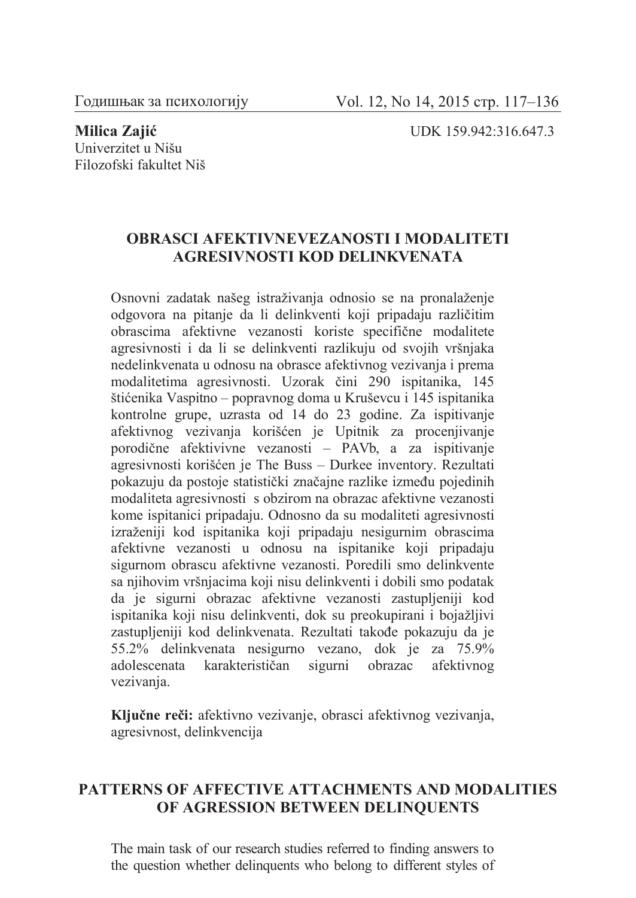**Milica Zajić**
Univerzitet u Nišu
Filozofski fakultet Niš

UDK 159.942:316.647.3

# OBRASCI AFEKTIVNEVEZANOSTI I MODALITETI AGRESIVNOSTI KOD DELINKVENATA

Osnovni zadatak našeg istraživanja odnosio se na pronalaženje odgovora na pitanje da li delinkventi koji pripadaju različitim obrascima afektivne vezanosti koriste specifične modalitete agresivnosti i da li se delinkventi razlikuju od svojih vršnjaka nedelinkvenata u odnosu na obrasce afektivnog vezivanja i prema modalitetima agresivnosti. Uzorak čini 290 ispitanika, 145 štićenika Vaspitno – popravnog doma u Kruševcu i 145 ispitanika kontrolne grupe, uzrasta od 14 do 23 godine. Za ispitivanje afektivnog vezivanja korišćen je Upitnik za procenjivanje porodične afektivivne vezanosti – PAVb, a za ispitivanje agresivnosti korišćen je The Buss – Durkee inventory. Rezultati pokazuju da postoje statistički značajne razlike između pojedinih modaliteta agresivnosti s obzirom na obrazac afektivne vezanosti kome ispitanici pripadaju. Odnosno da su modaliteti agresivnosti izraženiji kod ispitanika koji pripadaju nesigurnim obrascima afektivne vezanosti u odnosu na ispitanike koji pripadaju sigurnom obrascu afektivne vezanosti. Poredili smo delinkvente sa njihovim vršnjacima koji nisu delinkventi i dobili smo podatak da je sigurni obrazac afektivne vezanosti zastupljeniji kod ispitanika koji nisu delinkventi, dok su preokupirani i bojažljivi zastupljeniji kod delinkvenata. Rezultati takođe pokazuju da je 55.2% delinkvenata nesigurno vezano, dok je za 75.9% adolescenata karakterističan sigurni obrazac afektivnog vezivanja.

**Ključne reči:** afektivno vezivanje, obrasci afektivnog vezivanja, agresivnost, delinkvencija

# PATTERNS OF AFFECTIVE ATTACHMENTS AND MODALITIES OF AGRESSION BETWEEN DELINQUENTS

The main task of our research studies referred to finding answers to the question whether delinquents who belong to different styles of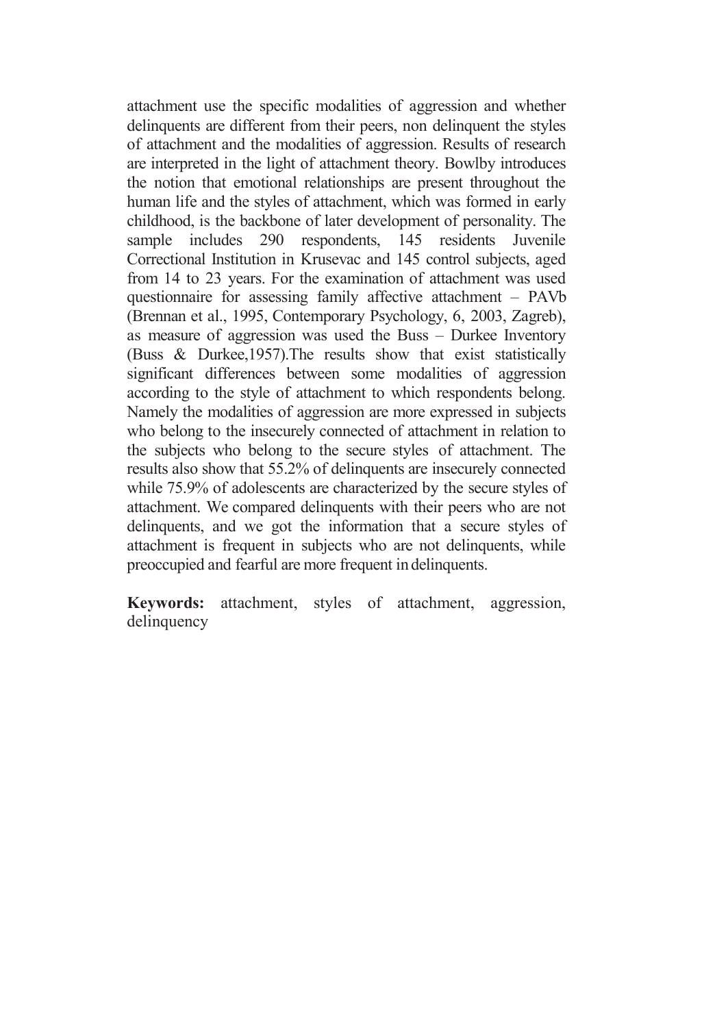attachment use the specific modalities of aggression and whether delinquents are different from their peers, non delinquent the styles of attachment and the modalities of aggression. Results of research are interpreted in the light of attachment theory. Bowlby introduces the notion that emotional relationships are present throughout the human life and the styles of attachment, which was formed in early childhood, is the backbone of later development of personality. The sample includes 290 respondents, 145 residents Juvenile Correctional Institution in Krusevac and 145 control subjects, aged from 14 to 23 years. For the examination of attachment was used questionnaire for assessing family affective attachment – PAVb (Brennan et al., 1995, Contemporary Psychology, 6, 2003, Zagreb), as measure of aggression was used the Buss – Durkee Inventory (Buss & Durkee,1957).The results show that exist statistically significant differences between some modalities of aggression according to the style of attachment to which respondents belong. Namely the modalities of aggression are more expressed in subjects who belong to the insecurely connected of attachment in relation to the subjects who belong to the secure styles of attachment. The results also show that 55.2% of delinquents are insecurely connected while 75.9% of adolescents are characterized by the secure styles of attachment. We compared delinquents with their peers who are not delinquents, and we got the information that a secure styles of attachment is frequent in subjects who are not delinquents, while preoccupied and fearful are more frequent in delinquents.

**Keywords:** attachment, styles of attachment, aggression, delinquency